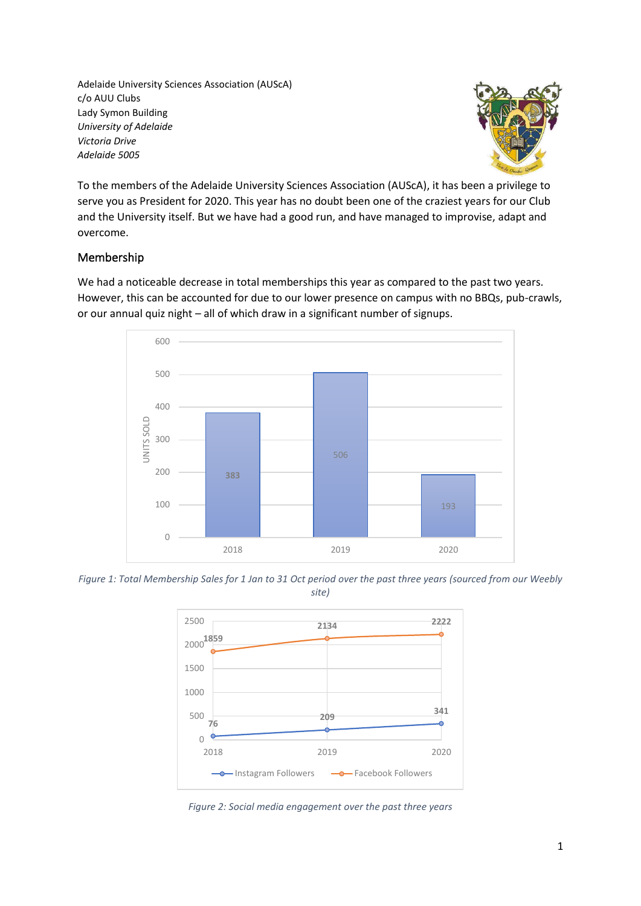Adelaide University Sciences Association (AUScA)
c/o AUU Clubs
Lady Symon Building
*University of Adelaide*
*Victoria Drive*
*Adelaide 5005*

To the members of the Adelaide University Sciences Association (AUScA), it has been a privilege to serve you as President for 2020. This year has no doubt been one of the craziest years for our Club and the University itself. But we have had a good run, and have managed to improvise, adapt and overcome.

## Membership

We had a noticeable decrease in total memberships this year as compared to the past two years. However, this can be accounted for due to our lower presence on campus with no BBQs, pub-crawls, or our annual quiz night – all of which draw in a significant number of signups.

| Year | Units Sold |
|---|---|
| 2018 | 383 |
| 2019 | 506 |
| 2020 | 193 |

*Figure 1: Total Membership Sales for 1 Jan to 31 Oct period over the past three years (sourced from our Weebly site)*

| Year | Instagram Followers | Facebook Followers |
|---|---|---|
| 2018 | 76 | 1859 |
| 2019 | 209 | 2134 |
| 2020 | 341 | 2222 |

*Figure 2: Social media engagement over the past three years*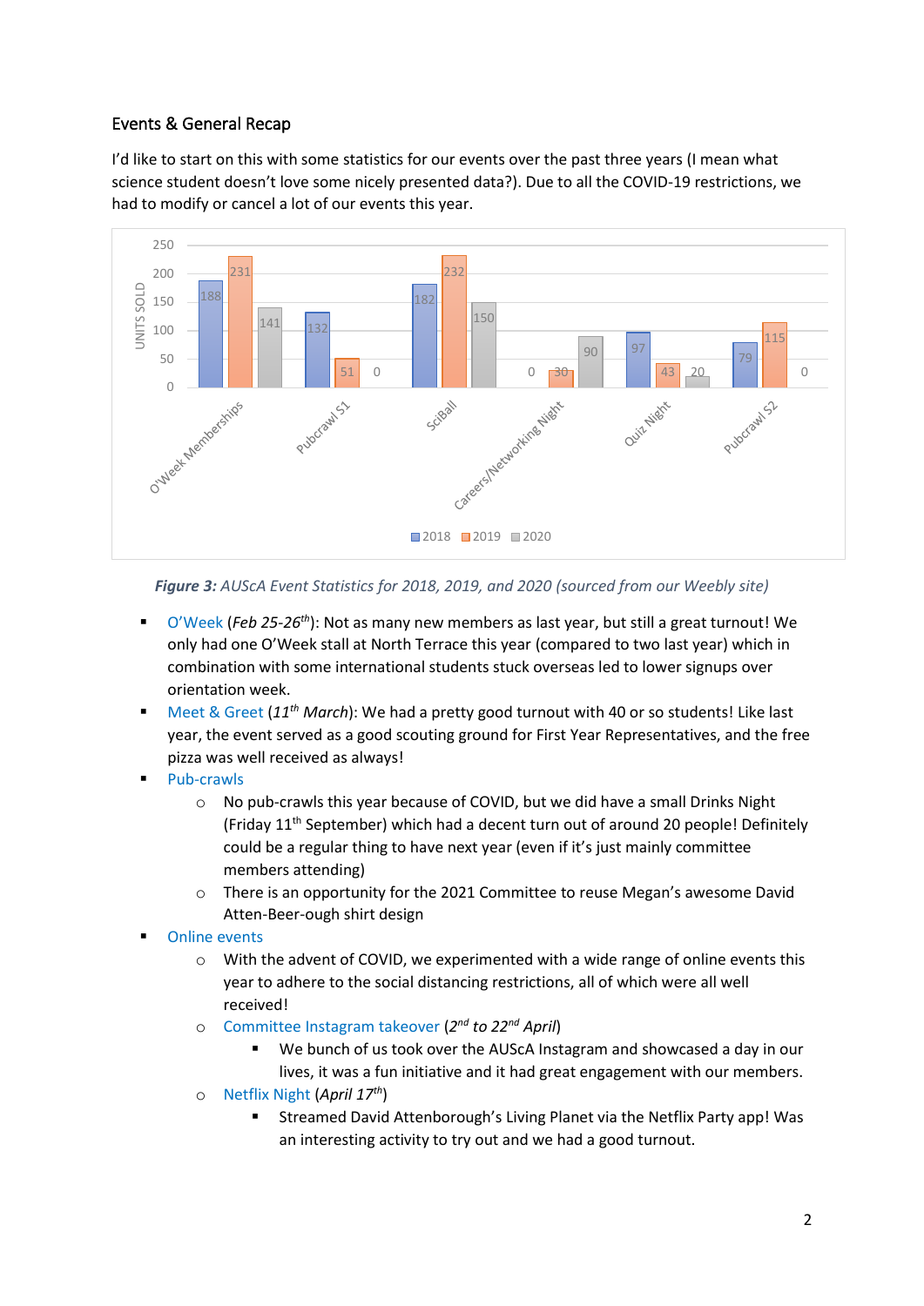## Events & General Recap

I'd like to start on this with some statistics for our events over the past three years (I mean what science student doesn't love some nicely presented data?). Due to all the COVID-19 restrictions, we had to modify or cancel a lot of our events this year.

| Event | 2018 | 2019 | 2020 |
|---|---|---|---|
| O'Week Memberships | 188 | 231 | 141 |
| Pubcrawl S1 | 132 | 51 | 0 |
| SciBall | 182 | 232 | 150 |
| Careers/Networking Night | 0 | 30 | 90 |
| Quiz Night | 97 | 43 | 20 |
| Pubcrawl S2 | 79 | 115 | 0 |

***Figure 3:*** *AUScA Event Statistics for 2018, 2019, and 2020 (sourced from our Weebly site)*

- O'Week (*Feb 25-26th*): Not as many new members as last year, but still a great turnout! We only had one O'Week stall at North Terrace this year (compared to two last year) which in combination with some international students stuck overseas led to lower signups over orientation week.
- Meet & Greet (*11th March*): We had a pretty good turnout with 40 or so students! Like last year, the event served as a good scouting ground for First Year Representatives, and the free pizza was well received as always!
- Pub-crawls
  - No pub-crawls this year because of COVID, but we did have a small Drinks Night (Friday 11th September) which had a decent turn out of around 20 people! Definitely could be a regular thing to have next year (even if it's just mainly committee members attending)
  - There is an opportunity for the 2021 Committee to reuse Megan's awesome David Atten-Beer-ough shirt design
- Online events
  - With the advent of COVID, we experimented with a wide range of online events this year to adhere to the social distancing restrictions, all of which were all well received!
  - Committee Instagram takeover (*2nd to 22nd April*)
    - We bunch of us took over the AUScA Instagram and showcased a day in our lives, it was a fun initiative and it had great engagement with our members.
  - Netflix Night (*April 17th*)
    - Streamed David Attenborough's Living Planet via the Netflix Party app! Was an interesting activity to try out and we had a good turnout.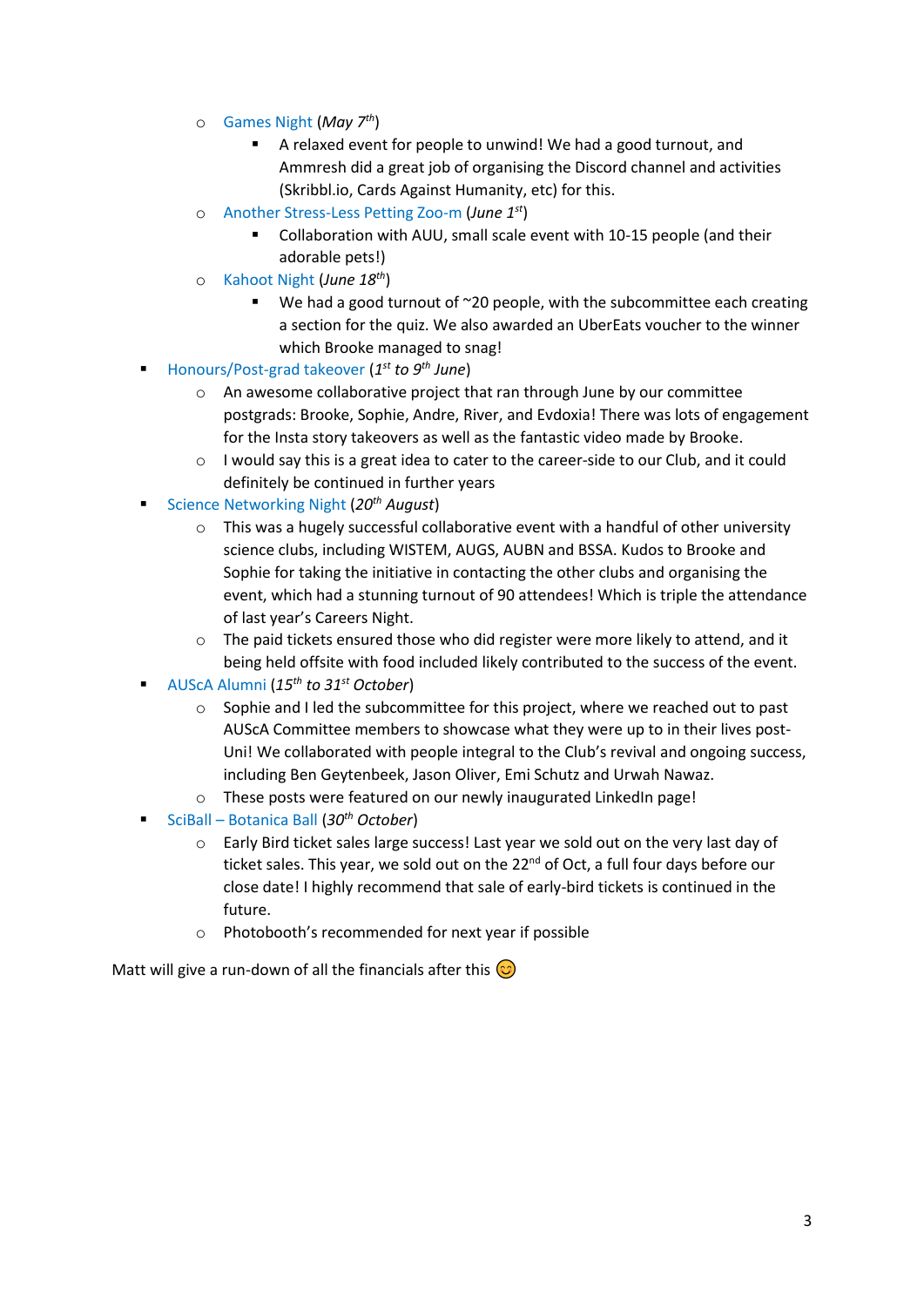- Games Night (*May 7th*)
        - A relaxed event for people to unwind! We had a good turnout, and Ammresh did a great job of organising the Discord channel and activities (Skribbl.io, Cards Against Humanity, etc) for this.
    - Another Stress-Less Petting Zoo-m (*June 1st*)
        - Collaboration with AUU, small scale event with 10-15 people (and their adorable pets!)
    - Kahoot Night (*June 18th*)
        - We had a good turnout of ~20 people, with the subcommittee each creating a section for the quiz. We also awarded an UberEats voucher to the winner which Brooke managed to snag!
- Honours/Post-grad takeover (*1st to 9th June*)
    - An awesome collaborative project that ran through June by our committee postgrads: Brooke, Sophie, Andre, River, and Evdoxia! There was lots of engagement for the Insta story takeovers as well as the fantastic video made by Brooke.
    - I would say this is a great idea to cater to the career-side to our Club, and it could definitely be continued in further years
- Science Networking Night (*20th August*)
    - This was a hugely successful collaborative event with a handful of other university science clubs, including WISTEM, AUGS, AUBN and BSSA. Kudos to Brooke and Sophie for taking the initiative in contacting the other clubs and organising the event, which had a stunning turnout of 90 attendees! Which is triple the attendance of last year's Careers Night.
    - The paid tickets ensured those who did register were more likely to attend, and it being held offsite with food included likely contributed to the success of the event.
- AUScA Alumni (*15th to 31st October*)
    - Sophie and I led the subcommittee for this project, where we reached out to past AUScA Committee members to showcase what they were up to in their lives post-Uni! We collaborated with people integral to the Club's revival and ongoing success, including Ben Geytenbeek, Jason Oliver, Emi Schutz and Urwah Nawaz.
    - These posts were featured on our newly inaugurated LinkedIn page!
- SciBall – Botanica Ball (*30th October*)
    - Early Bird ticket sales large success! Last year we sold out on the very last day of ticket sales. This year, we sold out on the 22nd of Oct, a full four days before our close date! I highly recommend that sale of early-bird tickets is continued in the future.
    - Photobooth's recommended for next year if possible

Matt will give a run-down of all the financials after this 😊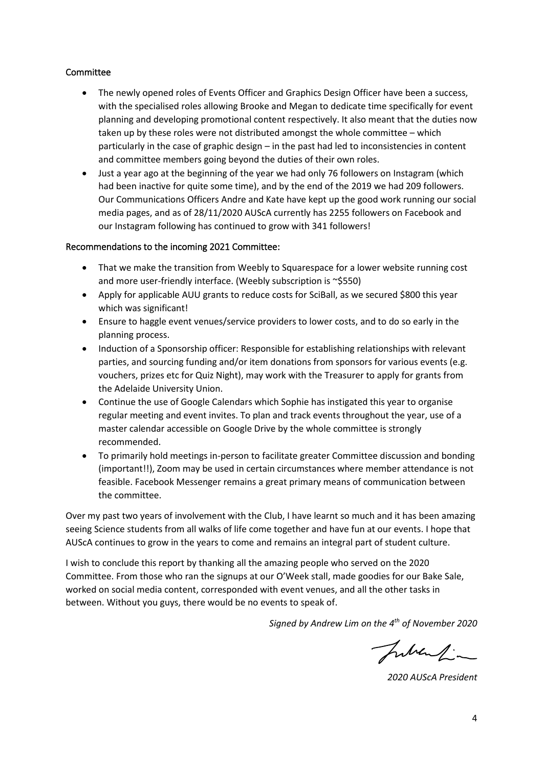## Committee

- The newly opened roles of Events Officer and Graphics Design Officer have been a success, with the specialised roles allowing Brooke and Megan to dedicate time specifically for event planning and developing promotional content respectively. It also meant that the duties now taken up by these roles were not distributed amongst the whole committee – which particularly in the case of graphic design – in the past had led to inconsistencies in content and committee members going beyond the duties of their own roles.
- Just a year ago at the beginning of the year we had only 76 followers on Instagram (which had been inactive for quite some time), and by the end of the 2019 we had 209 followers. Our Communications Officers Andre and Kate have kept up the good work running our social media pages, and as of 28/11/2020 AUScA currently has 2255 followers on Facebook and our Instagram following has continued to grow with 341 followers!

## Recommendations to the incoming 2021 Committee:

- That we make the transition from Weebly to Squarespace for a lower website running cost and more user-friendly interface. (Weebly subscription is ~$550)
- Apply for applicable AUU grants to reduce costs for SciBall, as we secured $800 this year which was significant!
- Ensure to haggle event venues/service providers to lower costs, and to do so early in the planning process.
- Induction of a Sponsorship officer: Responsible for establishing relationships with relevant parties, and sourcing funding and/or item donations from sponsors for various events (e.g. vouchers, prizes etc for Quiz Night), may work with the Treasurer to apply for grants from the Adelaide University Union.
- Continue the use of Google Calendars which Sophie has instigated this year to organise regular meeting and event invites. To plan and track events throughout the year, use of a master calendar accessible on Google Drive by the whole committee is strongly recommended.
- To primarily hold meetings in-person to facilitate greater Committee discussion and bonding (important!!), Zoom may be used in certain circumstances where member attendance is not feasible. Facebook Messenger remains a great primary means of communication between the committee.

Over my past two years of involvement with the Club, I have learnt so much and it has been amazing seeing Science students from all walks of life come together and have fun at our events. I hope that AUScA continues to grow in the years to come and remains an integral part of student culture.

I wish to conclude this report by thanking all the amazing people who served on the 2020 Committee. From those who ran the signups at our O'Week stall, made goodies for our Bake Sale, worked on social media content, corresponded with event venues, and all the other tasks in between. Without you guys, there would be no events to speak of.

*Signed by Andrew Lim on the 4th of November 2020*

*2020 AUScA President*